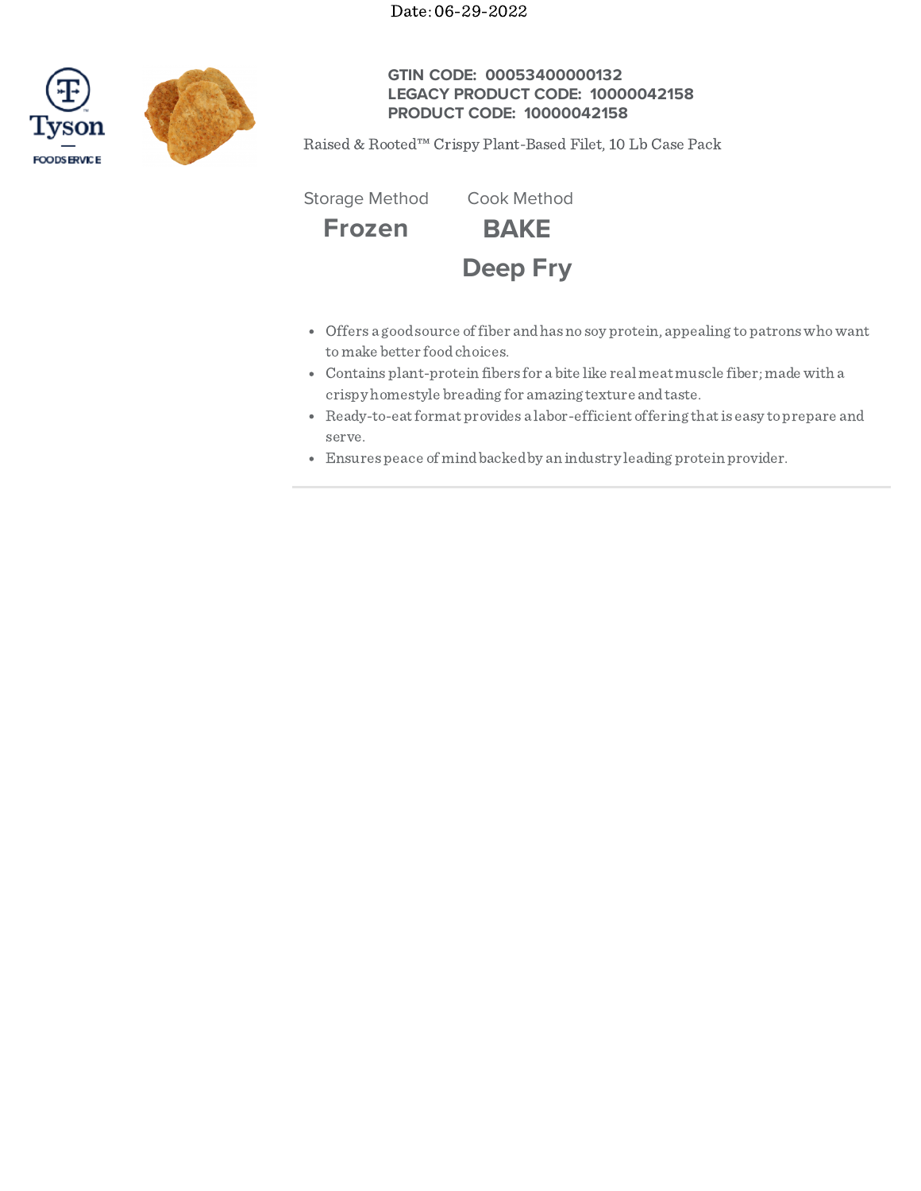Date: 06-29-2022

**GTIN CODE: 00053400000132**
**LEGACY PRODUCT CODE: 10000042158**
**PRODUCT CODE: 10000042158**

Raised & Rooted™ Crispy Plant-Based Filet, 10 Lb Case Pack

| Storage Method | Cook Method |
| --- | --- |
| **Frozen** | **BAKE** |
| | **Deep Fry** |

- Offers a good source of fiber and has no soy protein, appealing to patrons who want to make better food choices.
- Contains plant-protein fibers for a bite like real meat muscle fiber; made with a crispy homestyle breading for amazing texture and taste.
- Ready-to-eat format provides a labor-efficient offering that is easy to prepare and serve.
- Ensures peace of mind backed by an industry leading protein provider.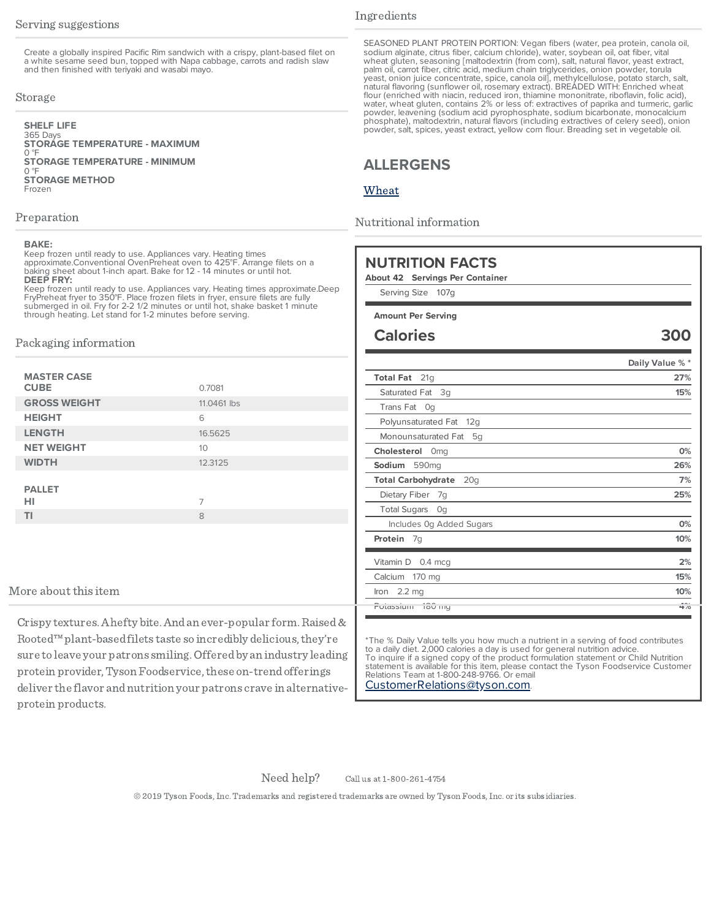## Serving suggestions

Create a globally inspired Pacific Rim sandwich with a crispy, plant-based filet on a white sesame seed bun, topped with Napa cabbage, carrots and radish slaw and then finished with teriyaki and wasabi mayo.

## Storage

**SHELF LIFE**
365 Days
**STORAGE TEMPERATURE - MAXIMUM**
0 °F
**STORAGE TEMPERATURE - MINIMUM**
0 °F
**STORAGE METHOD**
Frozen

## Preparation

**BAKE:**
Keep frozen until ready to use. Appliances vary. Heating times approximate.Conventional OvenPreheat oven to 425°F. Arrange filets on a baking sheet about 1-inch apart. Bake for 12 - 14 minutes or until hot.
**DEEP FRY:**
Keep frozen until ready to use. Appliances vary. Heating times approximate.Deep FryPreheat fryer to 350°F. Place frozen filets in fryer, ensure filets are fully submerged in oil. Fry for 2-2 1/2 minutes or until hot, shake basket 1 minute through heating. Let stand for 1-2 minutes before serving.

## Packaging information

| MASTER CASE | |
|---|---|
| CUBE | 0.7081 |
| GROSS WEIGHT | 11.0461 lbs |
| HEIGHT | 6 |
| LENGTH | 16.5625 |
| NET WEIGHT | 10 |
| WIDTH | 12.3125 |

| PALLET | |
|---|---|
| HI | 7 |
| TI | 8 |

## More about this item

Crispy textures. A hefty bite. And an ever-popular form. Raised & Rooted™ plant-based filets taste so incredibly delicious, they're sure to leave your patrons smiling. Offered by an industry leading protein provider, Tyson Foodservice, these on-trend offerings deliver the flavor and nutrition your patrons crave in alternative-protein products.

## Ingredients

SEASONED PLANT PROTEIN PORTION: Vegan fibers (water, pea protein, canola oil, sodium alginate, citrus fiber, calcium chloride), water, soybean oil, oat fiber, vital wheat gluten, seasoning [maltodextrin (from corn), salt, natural flavor, yeast extract, palm oil, carrot fiber, citric acid, medium chain triglycerides, onion powder, torula yeast, onion juice concentrate, spice, canola oil], methylcellulose, potato starch, salt, natural flavoring (sunflower oil, rosemary extract). BREADED WITH: Enriched wheat flour (enriched with niacin, reduced iron, thiamine mononitrate, riboflavin, folic acid), water, wheat gluten, contains 2% or less of: extractives of paprika and turmeric, garlic powder, leavening (sodium acid pyrophosphate, sodium bicarbonate, monocalcium phosphate), maltodextrin, natural flavors (including extractives of celery seed), onion powder, salt, spices, yeast extract, yellow corn flour. Breading set in vegetable oil.

## ALLERGENS

Wheat

## Nutritional information

**NUTRITION FACTS**
**About 42 Servings Per Container**
Serving Size 107g

**Amount Per Serving**

| | |
|---|---|
| **Calories** | **300** |
| | **Daily Value % \*** |
| **Total Fat** 21g | **27%** |
| Saturated Fat 3g | **15%** |
| Trans Fat 0g | |
| Polyunsaturated Fat 12g | |
| Monounsaturated Fat 5g | |
| **Cholesterol** 0mg | **0%** |
| **Sodium** 590mg | **26%** |
| **Total Carbohydrate** 20g | **7%** |
| Dietary Fiber 7g | **25%** |
| Total Sugars 0g | |
| Includes 0g Added Sugars | **0%** |
| **Protein** 7g | **10%** |
| Vitamin D 0.4 mcg | **2%** |
| Calcium 170 mg | **15%** |
| Iron 2.2 mg | **10%** |
| Potassium 180 mg | **4%** |

*The % Daily Value tells you how much a nutrient in a serving of food contributes to a daily diet. 2,000 calories a day is used for general nutrition advice.
To inquire if a signed copy of the product formulation statement or Child Nutrition statement is available for this item, please contact the Tyson Foodservice Customer Relations Team at 1-800-248-9766. Or email CustomerRelations@tyson.com.

Need help? Call us at 1-800-261-4754

© 2019 Tyson Foods, Inc. Trademarks and registered trademarks are owned by Tyson Foods, Inc. or its subsidiaries.